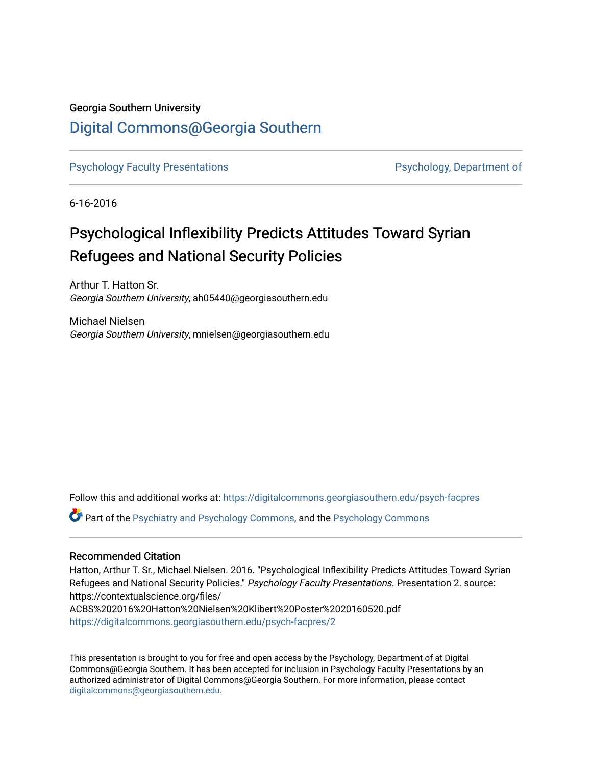Georgia Southern University

# Digital Commons@Georgia Southern

Psychology Faculty Presentations

Psychology, Department of

6-16-2016

## Psychological Inflexibility Predicts Attitudes Toward Syrian Refugees and National Security Policies

Arthur T. Hatton Sr.
*Georgia Southern University*, ah05440@georgiasouthern.edu

Michael Nielsen
*Georgia Southern University*, mnielsen@georgiasouthern.edu

Follow this and additional works at: https://digitalcommons.georgiasouthern.edu/psych-facpres

Part of the Psychiatry and Psychology Commons, and the Psychology Commons

### Recommended Citation

Hatton, Arthur T. Sr., Michael Nielsen. 2016. "Psychological Inflexibility Predicts Attitudes Toward Syrian Refugees and National Security Policies." *Psychology Faculty Presentations*. Presentation 2. source: https://contextualscience.org/files/ACBS%202016%20Hatton%20Nielsen%20Klibert%20Poster%2020160520.pdf
https://digitalcommons.georgiasouthern.edu/psych-facpres/2

This presentation is brought to you for free and open access by the Psychology, Department of at Digital Commons@Georgia Southern. It has been accepted for inclusion in Psychology Faculty Presentations by an authorized administrator of Digital Commons@Georgia Southern. For more information, please contact digitalcommons@georgiasouthern.edu.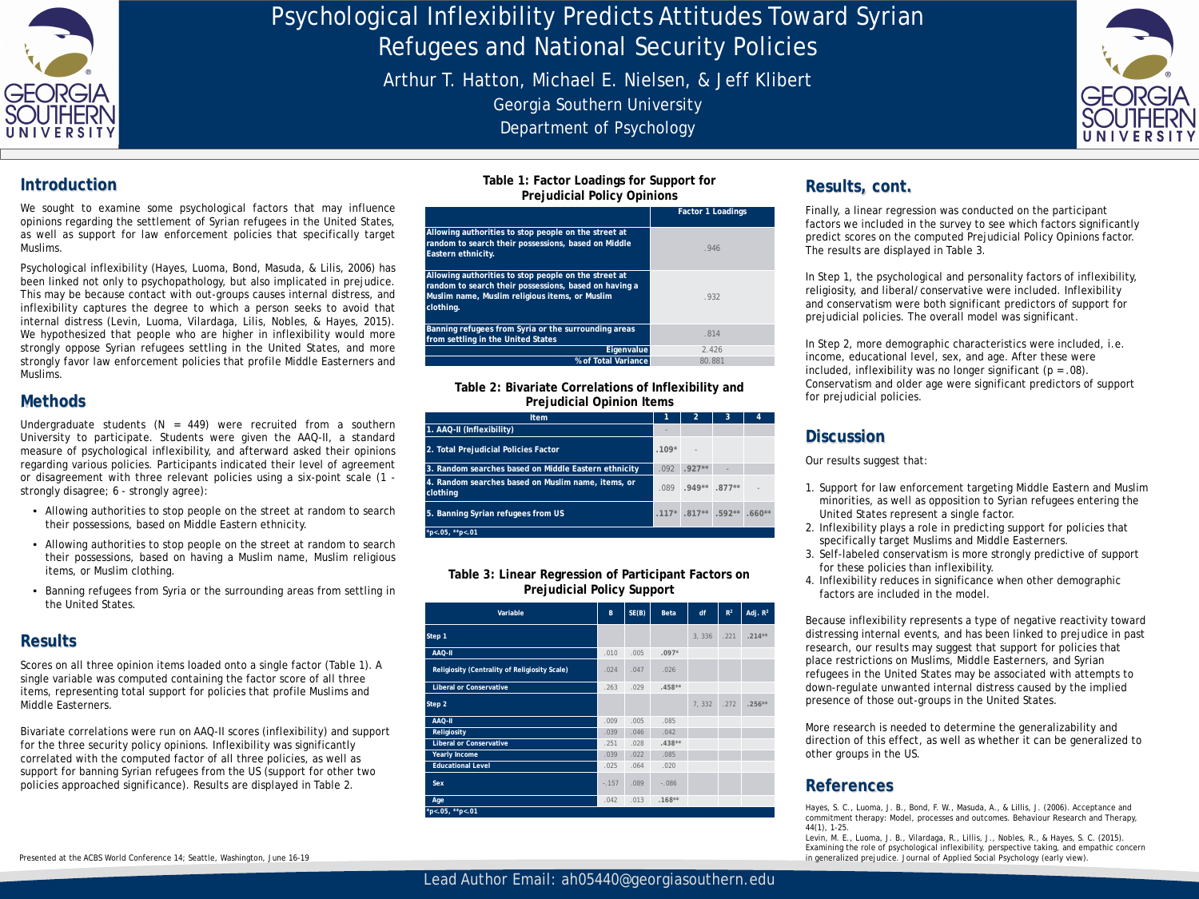# Psychological Inflexibility Predicts Attitudes Toward Syrian Refugees and National Security Policies

Arthur T. Hatton, Michael E. Nielsen, & Jeff Klibert

Georgia Southern University

Department of Psychology

## Introduction

We sought to examine some psychological factors that may influence opinions regarding the settlement of Syrian refugees in the United States, as well as support for law enforcement policies that specifically target Muslims.

Psychological inflexibility (Hayes, Luoma, Bond, Masuda, & Lilis, 2006) has been linked not only to psychopathology, but also implicated in prejudice. This may be because contact with out-groups causes internal distress, and inflexibility captures the degree to which a person seeks to avoid that internal distress (Levin, Luoma, Vilardaga, Lilis, Nobles, & Hayes, 2015). We hypothesized that people who are higher in inflexibility would more strongly oppose Syrian refugees settling in the United States, and more strongly favor law enforcement policies that profile Middle Easterners and Muslims.

## Methods

Undergraduate students (N = 449) were recruited from a southern University to participate. Students were given the AAQ-II, a standard measure of psychological inflexibility, and afterward asked their opinions regarding various policies. Participants indicated their level of agreement or disagreement with three relevant policies using a six-point scale (1 - strongly disagree; 6 - strongly agree):

- Allowing authorities to stop people on the street at random to search their possessions, based on Middle Eastern ethnicity.
- Allowing authorities to stop people on the street at random to search their possessions, based on having a Muslim name, Muslim religious items, or Muslim clothing.
- Banning refugees from Syria or the surrounding areas from settling in the United States.

## Results

Scores on all three opinion items loaded onto a single factor (Table 1). A single variable was computed containing the factor score of all three items, representing total support for policies that profile Muslims and Middle Easterners.

Bivariate correlations were run on AAQ-II scores (inflexibility) and support for the three security policy opinions. Inflexibility was significantly correlated with the computed factor of all three policies, as well as support for banning Syrian refugees from the US (support for other two policies approached significance). Results are displayed in Table 2.

**Table 1: Factor Loadings for Support for Prejudicial Policy Opinions**

| | Factor 1 Loadings |
|---|---|
| Allowing authorities to stop people on the street at random to search their possessions, based on Middle Eastern ethnicity. | .946 |
| Allowing authorities to stop people on the street at random to search their possessions, based on having a Muslim name, Muslim religious items, or Muslim clothing. | .932 |
| Banning refugees from Syria or the surrounding areas from settling in the United States | .814 |
| Eigenvalue | 2.426 |
| % of Total Variance | 80.881 |

**Table 2: Bivariate Correlations of Inflexibility and Prejudicial Opinion Items**

| Item | 1 | 2 | 3 | 4 |
|---|---|---|---|---|
| 1. AAQ-II (Inflexibility) | - | | | |
| 2. Total Prejudicial Policies Factor | .109* | - | | |
| 3. Random searches based on Middle Eastern ethnicity | .092 | .927** | - | |
| 4. Random searches based on Muslim name, items, or clothing | .089 | .949** | .877** | - |
| 5. Banning Syrian refugees from US | .117* | .817** | .592** | .660** |

*p<.05, **p<.01

**Table 3: Linear Regression of Participant Factors on Prejudicial Policy Support**

| Variable | B | SE(B) | Beta | df | $R^2$ | Adj. $R^2$ |
|---|---|---|---|---|---|---|
| Step 1 | | | | 3, 336 | .221 | .214** |
| AAQ-II | .010 | .005 | .097* | | | |
| Religiosity (Centrality of Religiosity Scale) | .024 | .047 | .026 | | | |
| Liberal or Conservative | .263 | .029 | .458** | | | |
| Step 2 | | | | 7, 332 | .272 | .256** |
| AAQ-II | .009 | .005 | .085 | | | |
| Religiosity | .039 | .046 | .042 | | | |
| Liberal or Conservative | .251 | .028 | .438** | | | |
| Yearly Income | .039 | .022 | .085 | | | |
| Educational Level | .025 | .064 | .020 | | | |
| Sex | -.157 | .089 | -.086 | | | |
| Age | .042 | .013 | .168** | | | |

*p<.05, **p<.01

## Results, cont.

Finally, a linear regression was conducted on the participant factors we included in the survey to see which factors significantly predict scores on the computed Prejudicial Policy Opinions factor. The results are displayed in Table 3.

In Step 1, the psychological and personality factors of inflexibility, religiosity, and liberal/conservative were included. Inflexibility and conservatism were both significant predictors of support for prejudicial policies. The overall model was significant.

In Step 2, more demographic characteristics were included, i.e. income, educational level, sex, and age. After these were included, inflexibility was no longer significant ($p = .08$). Conservatism and older age were significant predictors of support for prejudicial policies.

## Discussion

Our results suggest that:

1. Support for law enforcement targeting Middle Eastern and Muslim minorities, as well as opposition to Syrian refugees entering the United States represent a single factor.
2. Inflexibility plays a role in predicting support for policies that specifically target Muslims and Middle Easterners.
3. Self-labeled conservatism is more strongly predictive of support for these policies than inflexibility.
4. Inflexibility reduces in significance when other demographic factors are included in the model.

Because inflexibility represents a type of negative reactivity toward distressing internal events, and has been linked to prejudice in past research, our results may suggest that support for policies that place restrictions on Muslims, Middle Easterners, and Syrian refugees in the United States may be associated with attempts to down-regulate unwanted internal distress caused by the implied presence of those out-groups in the United States.

More research is needed to determine the generalizability and direction of this effect, as well as whether it can be generalized to other groups in the US.

## References

Hayes, S. C., Luoma, J. B., Bond, F. W., Masuda, A., & Lillis, J. (2006). Acceptance and commitment therapy: Model, processes and outcomes. Behaviour Research and Therapy, 44(1), 1-25.

Levin, M. E., Luoma, J. B., Vilardaga, R., Lillis, J., Nobles, R., & Hayes, S. C. (2015). Examining the role of psychological inflexibility, perspective taking, and empathic concern in generalized prejudice. Journal of Applied Social Psychology (early view).

Presented at the ACBS World Conference 14; Seattle, Washington, June 16-19

Lead Author Email: ah05440@georgiasouthern.edu